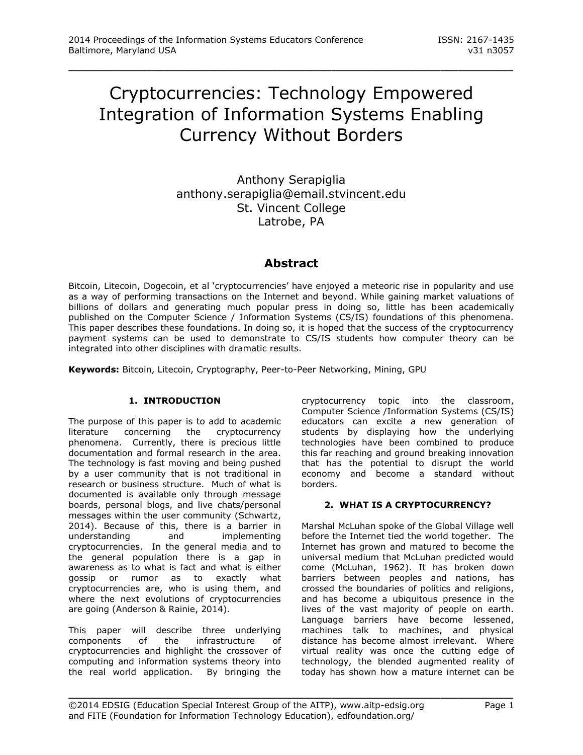# Cryptocurrencies: Technology Empowered Integration of Information Systems Enabling Currency Without Borders

Anthony Serapiglia
anthony.serapiglia@email.stvincent.edu
St. Vincent College
Latrobe, PA

## Abstract

Bitcoin, Litecoin, Dogecoin, et al 'cryptocurrencies' have enjoyed a meteoric rise in popularity and use as a way of performing transactions on the Internet and beyond. While gaining market valuations of billions of dollars and generating much popular press in doing so, little has been academically published on the Computer Science / Information Systems (CS/IS) foundations of this phenomena. This paper describes these foundations. In doing so, it is hoped that the success of the cryptocurrency payment systems can be used to demonstrate to CS/IS students how computer theory can be integrated into other disciplines with dramatic results.

**Keywords:** Bitcoin, Litecoin, Cryptography, Peer-to-Peer Networking, Mining, GPU

### 1. INTRODUCTION

The purpose of this paper is to add to academic literature concerning the cryptocurrency phenomena. Currently, there is precious little documentation and formal research in the area. The technology is fast moving and being pushed by a user community that is not traditional in research or business structure. Much of what is documented is available only through message boards, personal blogs, and live chats/personal messages within the user community (Schwartz, 2014). Because of this, there is a barrier in understanding and implementing cryptocurrencies. In the general media and to the general population there is a gap in awareness as to what is fact and what is either gossip or rumor as to exactly what cryptocurrencies are, who is using them, and where the next evolutions of cryptocurrencies are going (Anderson & Rainie, 2014).

This paper will describe three underlying components of the infrastructure of cryptocurrencies and highlight the crossover of computing and information systems theory into the real world application. By bringing the cryptocurrency topic into the classroom, Computer Science /Information Systems (CS/IS) educators can excite a new generation of students by displaying how the underlying technologies have been combined to produce this far reaching and ground breaking innovation that has the potential to disrupt the world economy and become a standard without borders.

### 2. WHAT IS A CRYPTOCURRENCY?

Marshal McLuhan spoke of the Global Village well before the Internet tied the world together. The Internet has grown and matured to become the universal medium that McLuhan predicted would come (McLuhan, 1962). It has broken down barriers between peoples and nations, has crossed the boundaries of politics and religions, and has become a ubiquitous presence in the lives of the vast majority of people on earth. Language barriers have become lessened, machines talk to machines, and physical distance has become almost irrelevant. Where virtual reality was once the cutting edge of technology, the blended augmented reality of today has shown how a mature internet can be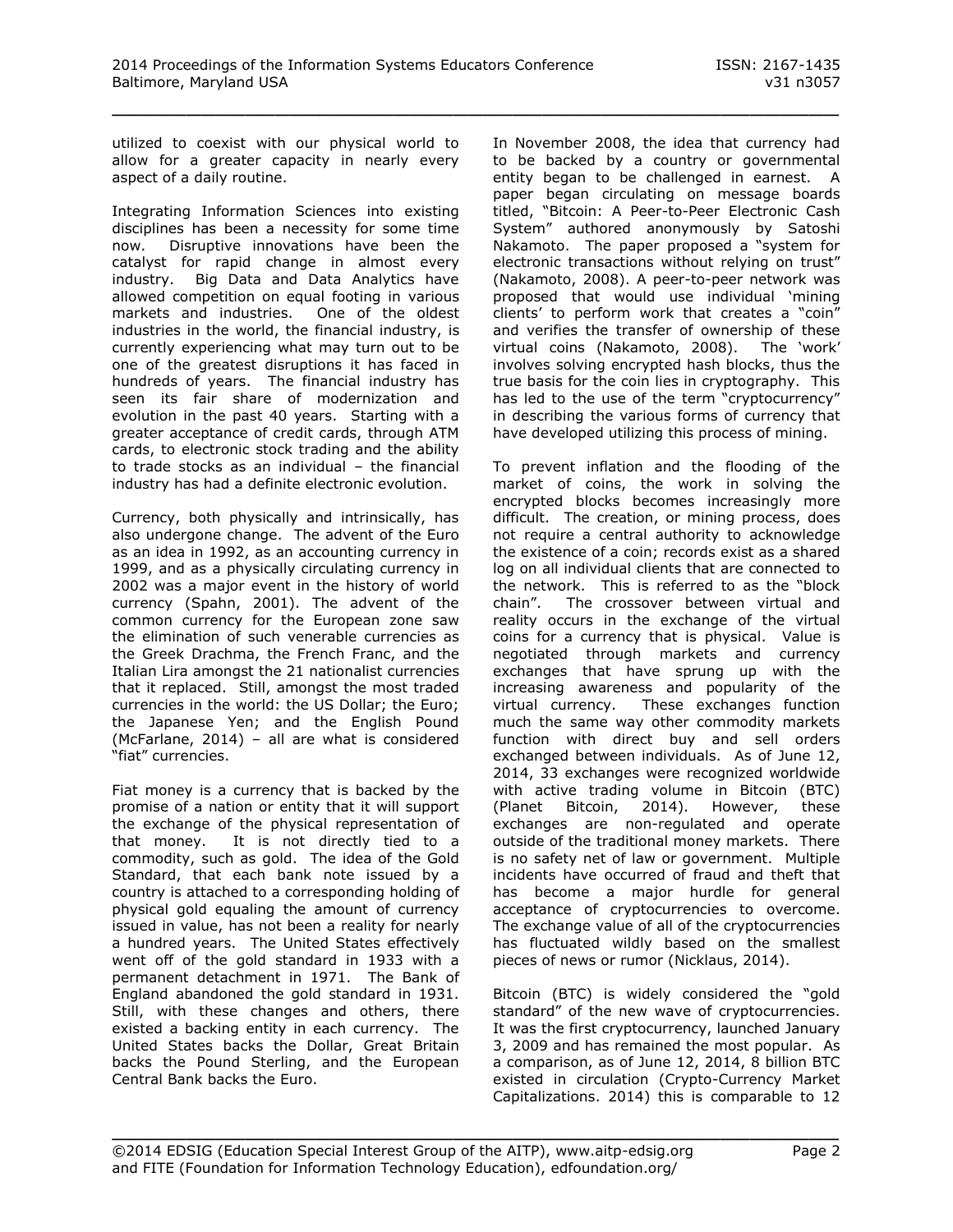utilized to coexist with our physical world to allow for a greater capacity in nearly every aspect of a daily routine.

Integrating Information Sciences into existing disciplines has been a necessity for some time now. Disruptive innovations have been the catalyst for rapid change in almost every industry. Big Data and Data Analytics have allowed competition on equal footing in various markets and industries. One of the oldest industries in the world, the financial industry, is currently experiencing what may turn out to be one of the greatest disruptions it has faced in hundreds of years. The financial industry has seen its fair share of modernization and evolution in the past 40 years. Starting with a greater acceptance of credit cards, through ATM cards, to electronic stock trading and the ability to trade stocks as an individual – the financial industry has had a definite electronic evolution.

Currency, both physically and intrinsically, has also undergone change. The advent of the Euro as an idea in 1992, as an accounting currency in 1999, and as a physically circulating currency in 2002 was a major event in the history of world currency (Spahn, 2001). The advent of the common currency for the European zone saw the elimination of such venerable currencies as the Greek Drachma, the French Franc, and the Italian Lira amongst the 21 nationalist currencies that it replaced. Still, amongst the most traded currencies in the world: the US Dollar; the Euro; the Japanese Yen; and the English Pound (McFarlane, 2014) – all are what is considered "fiat" currencies.

Fiat money is a currency that is backed by the promise of a nation or entity that it will support the exchange of the physical representation of that money. It is not directly tied to a commodity, such as gold. The idea of the Gold Standard, that each bank note issued by a country is attached to a corresponding holding of physical gold equaling the amount of currency issued in value, has not been a reality for nearly a hundred years. The United States effectively went off of the gold standard in 1933 with a permanent detachment in 1971. The Bank of England abandoned the gold standard in 1931. Still, with these changes and others, there existed a backing entity in each currency. The United States backs the Dollar, Great Britain backs the Pound Sterling, and the European Central Bank backs the Euro.

In November 2008, the idea that currency had to be backed by a country or governmental entity began to be challenged in earnest. A paper began circulating on message boards titled, "Bitcoin: A Peer-to-Peer Electronic Cash System" authored anonymously by Satoshi Nakamoto. The paper proposed a "system for electronic transactions without relying on trust" (Nakamoto, 2008). A peer-to-peer network was proposed that would use individual 'mining clients' to perform work that creates a "coin" and verifies the transfer of ownership of these virtual coins (Nakamoto, 2008). The 'work' involves solving encrypted hash blocks, thus the true basis for the coin lies in cryptography. This has led to the use of the term "cryptocurrency" in describing the various forms of currency that have developed utilizing this process of mining.

To prevent inflation and the flooding of the market of coins, the work in solving the encrypted blocks becomes increasingly more difficult. The creation, or mining process, does not require a central authority to acknowledge the existence of a coin; records exist as a shared log on all individual clients that are connected to the network. This is referred to as the "block chain". The crossover between virtual and reality occurs in the exchange of the virtual coins for a currency that is physical. Value is negotiated through markets and currency exchanges that have sprung up with the increasing awareness and popularity of the virtual currency. These exchanges function much the same way other commodity markets function with direct buy and sell orders exchanged between individuals. As of June 12, 2014, 33 exchanges were recognized worldwide with active trading volume in Bitcoin (BTC) (Planet Bitcoin, 2014). However, these exchanges are non-regulated and operate outside of the traditional money markets. There is no safety net of law or government. Multiple incidents have occurred of fraud and theft that has become a major hurdle for general acceptance of cryptocurrencies to overcome. The exchange value of all of the cryptocurrencies has fluctuated wildly based on the smallest pieces of news or rumor (Nicklaus, 2014).

Bitcoin (BTC) is widely considered the "gold standard" of the new wave of cryptocurrencies. It was the first cryptocurrency, launched January 3, 2009 and has remained the most popular. As a comparison, as of June 12, 2014, 8 billion BTC existed in circulation (Crypto-Currency Market Capitalizations. 2014) this is comparable to 12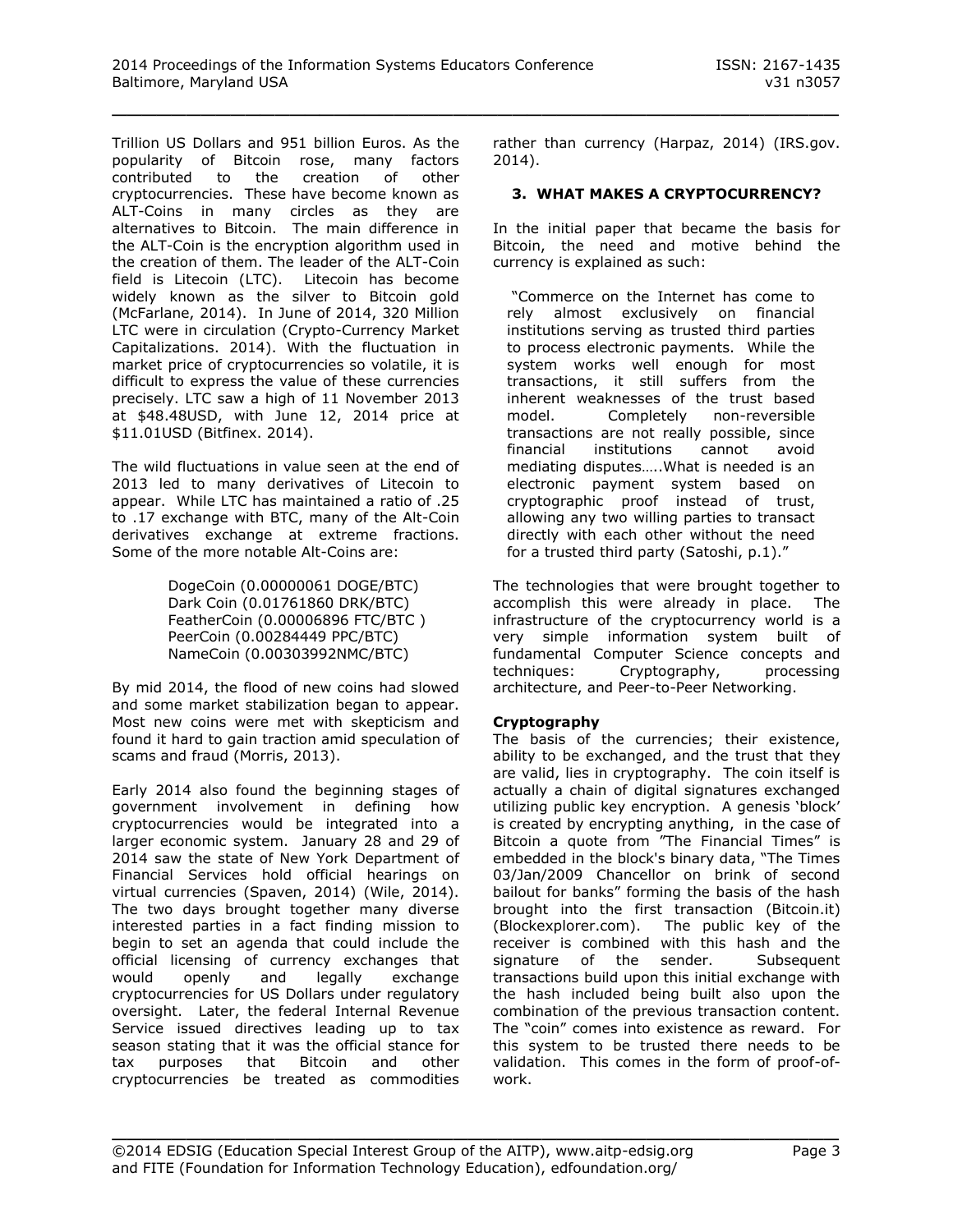Trillion US Dollars and 951 billion Euros. As the popularity of Bitcoin rose, many factors contributed to the creation of other cryptocurrencies. These have become known as ALT-Coins in many circles as they are alternatives to Bitcoin. The main difference in the ALT-Coin is the encryption algorithm used in the creation of them. The leader of the ALT-Coin field is Litecoin (LTC). Litecoin has become widely known as the silver to Bitcoin gold (McFarlane, 2014). In June of 2014, 320 Million LTC were in circulation (Crypto-Currency Market Capitalizations. 2014). With the fluctuation in market price of cryptocurrencies so volatile, it is difficult to express the value of these currencies precisely. LTC saw a high of 11 November 2013 at $48.48USD, with June 12, 2014 price at $11.01USD (Bitfinex. 2014).

The wild fluctuations in value seen at the end of 2013 led to many derivatives of Litecoin to appear. While LTC has maintained a ratio of .25 to .17 exchange with BTC, many of the Alt-Coin derivatives exchange at extreme fractions. Some of the more notable Alt-Coins are:

> DogeCoin (0.00000061 DOGE/BTC)
> Dark Coin (0.01761860 DRK/BTC)
> FeatherCoin (0.00006896 FTC/BTC )
> PeerCoin (0.00284449 PPC/BTC)
> NameCoin (0.00303992NMC/BTC)

By mid 2014, the flood of new coins had slowed and some market stabilization began to appear. Most new coins were met with skepticism and found it hard to gain traction amid speculation of scams and fraud (Morris, 2013).

Early 2014 also found the beginning stages of government involvement in defining how cryptocurrencies would be integrated into a larger economic system. January 28 and 29 of 2014 saw the state of New York Department of Financial Services hold official hearings on virtual currencies (Spaven, 2014) (Wile, 2014). The two days brought together many diverse interested parties in a fact finding mission to begin to set an agenda that could include the official licensing of currency exchanges that would openly and legally exchange cryptocurrencies for US Dollars under regulatory oversight. Later, the federal Internal Revenue Service issued directives leading up to tax season stating that it was the official stance for tax purposes that Bitcoin and other cryptocurrencies be treated as commodities rather than currency (Harpaz, 2014) (IRS.gov. 2014).

## 3. WHAT MAKES A CRYPTOCURRENCY?

In the initial paper that became the basis for Bitcoin, the need and motive behind the currency is explained as such:

> "Commerce on the Internet has come to rely almost exclusively on financial institutions serving as trusted third parties to process electronic payments. While the system works well enough for most transactions, it still suffers from the inherent weaknesses of the trust based model. Completely non-reversible transactions are not really possible, since financial institutions cannot avoid mediating disputes…..What is needed is an electronic payment system based on cryptographic proof instead of trust, allowing any two willing parties to transact directly with each other without the need for a trusted third party (Satoshi, p.1)."

The technologies that were brought together to accomplish this were already in place. The infrastructure of the cryptocurrency world is a very simple information system built of fundamental Computer Science concepts and techniques: Cryptography, processing architecture, and Peer-to-Peer Networking.

**Cryptography**

The basis of the currencies; their existence, ability to be exchanged, and the trust that they are valid, lies in cryptography. The coin itself is actually a chain of digital signatures exchanged utilizing public key encryption. A genesis 'block' is created by encrypting anything, in the case of Bitcoin a quote from "The Financial Times" is embedded in the block's binary data, "The Times 03/Jan/2009 Chancellor on brink of second bailout for banks" forming the basis of the hash brought into the first transaction (Bitcoin.it) (Blockexplorer.com). The public key of the receiver is combined with this hash and the signature of the sender. Subsequent transactions build upon this initial exchange with the hash included being built also upon the combination of the previous transaction content. The "coin" comes into existence as reward. For this system to be trusted there needs to be validation. This comes in the form of proof-of-work.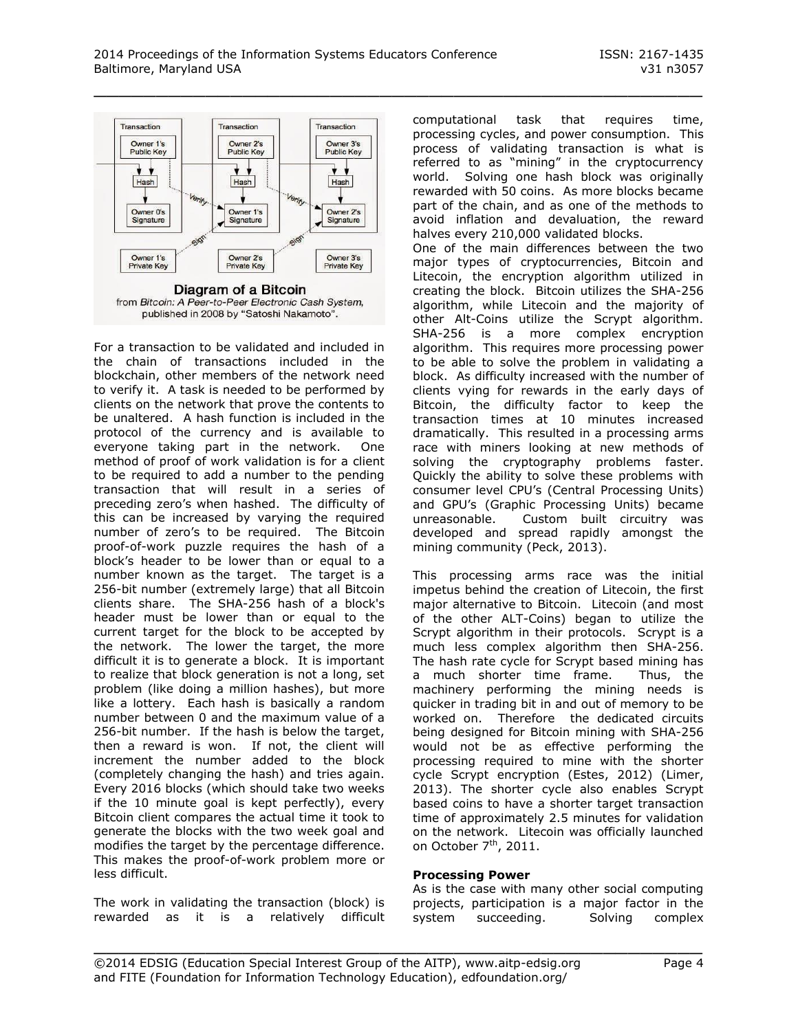Diagram of a Bitcoin
from *Bitcoin: A Peer-to-Peer Electronic Cash System*, published in 2008 by "Satoshi Nakamoto".

For a transaction to be validated and included in the chain of transactions included in the blockchain, other members of the network need to verify it. A task is needed to be performed by clients on the network that prove the contents to be unaltered. A hash function is included in the protocol of the currency and is available to everyone taking part in the network. One method of proof of work validation is for a client to be required to add a number to the pending transaction that will result in a series of preceding zero's when hashed. The difficulty of this can be increased by varying the required number of zero's to be required. The Bitcoin proof-of-work puzzle requires the hash of a block's header to be lower than or equal to a number known as the target. The target is a 256-bit number (extremely large) that all Bitcoin clients share. The SHA-256 hash of a block's header must be lower than or equal to the current target for the block to be accepted by the network. The lower the target, the more difficult it is to generate a block. It is important to realize that block generation is not a long, set problem (like doing a million hashes), but more like a lottery. Each hash is basically a random number between 0 and the maximum value of a 256-bit number. If the hash is below the target, then a reward is won. If not, the client will increment the number added to the block (completely changing the hash) and tries again. Every 2016 blocks (which should take two weeks if the 10 minute goal is kept perfectly), every Bitcoin client compares the actual time it took to generate the blocks with the two week goal and modifies the target by the percentage difference. This makes the proof-of-work problem more or less difficult.

The work in validating the transaction (block) is rewarded as it is a relatively difficult computational task that requires time, processing cycles, and power consumption. This process of validating transaction is what is referred to as "mining" in the cryptocurrency world. Solving one hash block was originally rewarded with 50 coins. As more blocks became part of the chain, and as one of the methods to avoid inflation and devaluation, the reward halves every 210,000 validated blocks.

One of the main differences between the two major types of cryptocurrencies, Bitcoin and Litecoin, the encryption algorithm utilized in creating the block. Bitcoin utilizes the SHA-256 algorithm, while Litecoin and the majority of other Alt-Coins utilize the Scrypt algorithm. SHA-256 is a more complex encryption algorithm. This requires more processing power to be able to solve the problem in validating a block. As difficulty increased with the number of clients vying for rewards in the early days of Bitcoin, the difficulty factor to keep the transaction times at 10 minutes increased dramatically. This resulted in a processing arms race with miners looking at new methods of solving the cryptography problems faster. Quickly the ability to solve these problems with consumer level CPU's (Central Processing Units) and GPU's (Graphic Processing Units) became unreasonable. Custom built circuitry was developed and spread rapidly amongst the mining community (Peck, 2013).

This processing arms race was the initial impetus behind the creation of Litecoin, the first major alternative to Bitcoin. Litecoin (and most of the other ALT-Coins) began to utilize the Scrypt algorithm in their protocols. Scrypt is a much less complex algorithm then SHA-256. The hash rate cycle for Scrypt based mining has a much shorter time frame. Thus, the machinery performing the mining needs is quicker in trading bit in and out of memory to be worked on. Therefore the dedicated circuits being designed for Bitcoin mining with SHA-256 would not be as effective performing the processing required to mine with the shorter cycle Scrypt encryption (Estes, 2012) (Limer, 2013). The shorter cycle also enables Scrypt based coins to have a shorter target transaction time of approximately 2.5 minutes for validation on the network. Litecoin was officially launched on October 7th, 2011.

**Processing Power**

As is the case with many other social computing projects, participation is a major factor in the system succeeding. Solving complex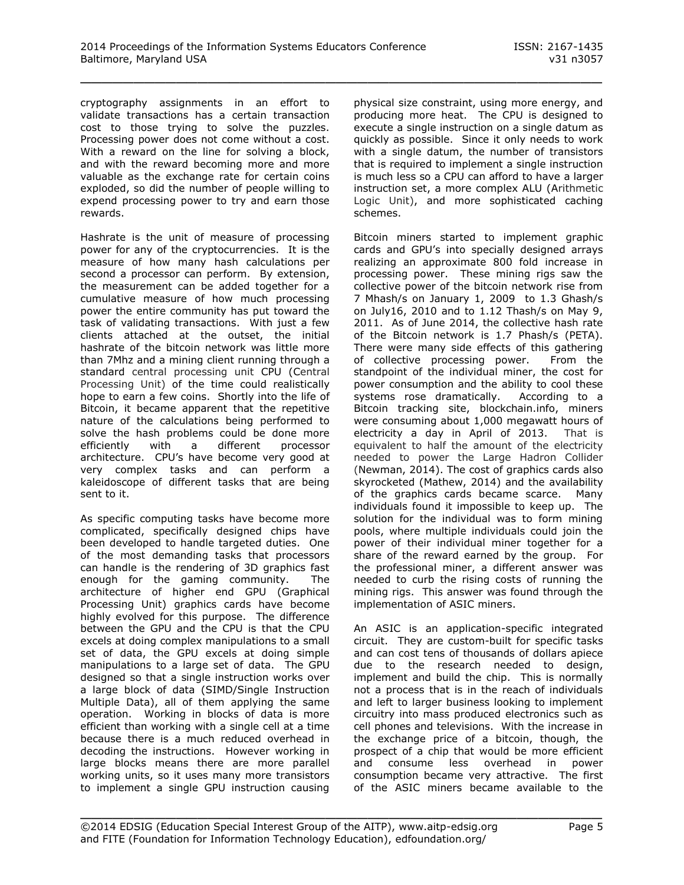cryptography assignments in an effort to validate transactions has a certain transaction cost to those trying to solve the puzzles. Processing power does not come without a cost. With a reward on the line for solving a block, and with the reward becoming more and more valuable as the exchange rate for certain coins exploded, so did the number of people willing to expend processing power to try and earn those rewards.

Hashrate is the unit of measure of processing power for any of the cryptocurrencies. It is the measure of how many hash calculations per second a processor can perform. By extension, the measurement can be added together for a cumulative measure of how much processing power the entire community has put toward the task of validating transactions. With just a few clients attached at the outset, the initial hashrate of the bitcoin network was little more than 7Mhz and a mining client running through a standard central processing unit CPU (Central Processing Unit) of the time could realistically hope to earn a few coins. Shortly into the life of Bitcoin, it became apparent that the repetitive nature of the calculations being performed to solve the hash problems could be done more efficiently with a different processor architecture. CPU's have become very good at very complex tasks and can perform a kaleidoscope of different tasks that are being sent to it.

As specific computing tasks have become more complicated, specifically designed chips have been developed to handle targeted duties. One of the most demanding tasks that processors can handle is the rendering of 3D graphics fast enough for the gaming community. The architecture of higher end GPU (Graphical Processing Unit) graphics cards have become highly evolved for this purpose. The difference between the GPU and the CPU is that the CPU excels at doing complex manipulations to a small set of data, the GPU excels at doing simple manipulations to a large set of data. The GPU designed so that a single instruction works over a large block of data (SIMD/Single Instruction Multiple Data), all of them applying the same operation. Working in blocks of data is more efficient than working with a single cell at a time because there is a much reduced overhead in decoding the instructions. However working in large blocks means there are more parallel working units, so it uses many more transistors to implement a single GPU instruction causing physical size constraint, using more energy, and producing more heat. The CPU is designed to execute a single instruction on a single datum as quickly as possible. Since it only needs to work with a single datum, the number of transistors that is required to implement a single instruction is much less so a CPU can afford to have a larger instruction set, a more complex ALU (Arithmetic Logic Unit), and more sophisticated caching schemes.

Bitcoin miners started to implement graphic cards and GPU's into specially designed arrays realizing an approximate 800 fold increase in processing power. These mining rigs saw the collective power of the bitcoin network rise from 7 Mhash/s on January 1, 2009 to 1.3 Ghash/s on July16, 2010 and to 1.12 Thash/s on May 9, 2011. As of June 2014, the collective hash rate of the Bitcoin network is 1.7 Phash/s (PETA). There were many side effects of this gathering of collective processing power. From the standpoint of the individual miner, the cost for power consumption and the ability to cool these systems rose dramatically. According to a Bitcoin tracking site, blockchain.info, miners were consuming about 1,000 megawatt hours of electricity a day in April of 2013. That is equivalent to half the amount of the electricity needed to power the Large Hadron Collider (Newman, 2014). The cost of graphics cards also skyrocketed (Mathew, 2014) and the availability of the graphics cards became scarce. Many individuals found it impossible to keep up. The solution for the individual was to form mining pools, where multiple individuals could join the power of their individual miner together for a share of the reward earned by the group. For the professional miner, a different answer was needed to curb the rising costs of running the mining rigs. This answer was found through the implementation of ASIC miners.

An ASIC is an application-specific integrated circuit. They are custom-built for specific tasks and can cost tens of thousands of dollars apiece due to the research needed to design, implement and build the chip. This is normally not a process that is in the reach of individuals and left to larger business looking to implement circuitry into mass produced electronics such as cell phones and televisions. With the increase in the exchange price of a bitcoin, though, the prospect of a chip that would be more efficient and consume less overhead in power consumption became very attractive. The first of the ASIC miners became available to the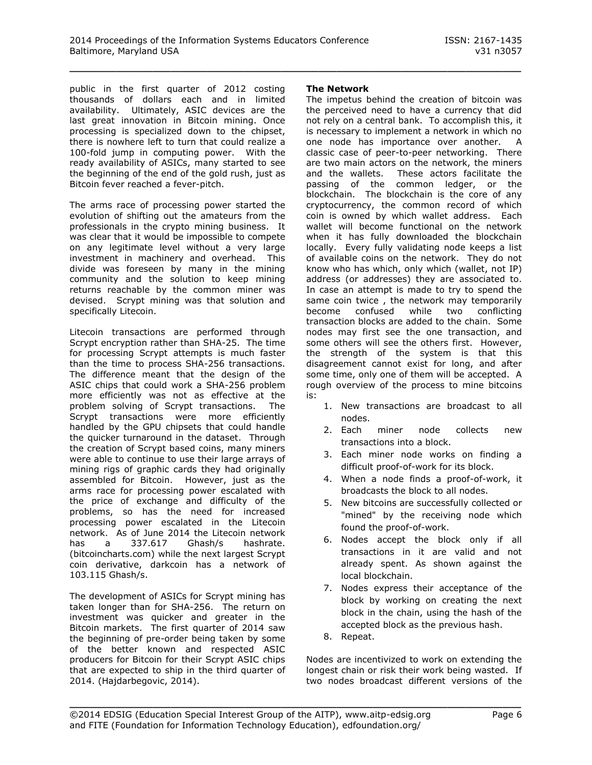public in the first quarter of 2012 costing thousands of dollars each and in limited availability. Ultimately, ASIC devices are the last great innovation in Bitcoin mining. Once processing is specialized down to the chipset, there is nowhere left to turn that could realize a 100-fold jump in computing power. With the ready availability of ASICs, many started to see the beginning of the end of the gold rush, just as Bitcoin fever reached a fever-pitch.

The arms race of processing power started the evolution of shifting out the amateurs from the professionals in the crypto mining business. It was clear that it would be impossible to compete on any legitimate level without a very large investment in machinery and overhead. This divide was foreseen by many in the mining community and the solution to keep mining returns reachable by the common miner was devised. Scrypt mining was that solution and specifically Litecoin.

Litecoin transactions are performed through Scrypt encryption rather than SHA-25. The time for processing Scrypt attempts is much faster than the time to process SHA-256 transactions. The difference meant that the design of the ASIC chips that could work a SHA-256 problem more efficiently was not as effective at the problem solving of Scrypt transactions. The Scrypt transactions were more efficiently handled by the GPU chipsets that could handle the quicker turnaround in the dataset. Through the creation of Scrypt based coins, many miners were able to continue to use their large arrays of mining rigs of graphic cards they had originally assembled for Bitcoin. However, just as the arms race for processing power escalated with the price of exchange and difficulty of the problems, so has the need for increased processing power escalated in the Litecoin network. As of June 2014 the Litecoin network has a 337.617 Ghash/s hashrate. (bitcoincharts.com) while the next largest Scrypt coin derivative, darkcoin has a network of 103.115 Ghash/s.

The development of ASICs for Scrypt mining has taken longer than for SHA-256. The return on investment was quicker and greater in the Bitcoin markets. The first quarter of 2014 saw the beginning of pre-order being taken by some of the better known and respected ASIC producers for Bitcoin for their Scrypt ASIC chips that are expected to ship in the third quarter of 2014. (Hajdarbegovic, 2014).

**The Network**

The impetus behind the creation of bitcoin was the perceived need to have a currency that did not rely on a central bank. To accomplish this, it is necessary to implement a network in which no one node has importance over another. A classic case of peer-to-peer networking. There are two main actors on the network, the miners and the wallets. These actors facilitate the passing of the common ledger, or the blockchain. The blockchain is the core of any cryptocurrency, the common record of which coin is owned by which wallet address. Each wallet will become functional on the network when it has fully downloaded the blockchain locally. Every fully validating node keeps a list of available coins on the network. They do not know who has which, only which (wallet, not IP) address (or addresses) they are associated to. In case an attempt is made to try to spend the same coin twice , the network may temporarily become confused while two conflicting transaction blocks are added to the chain. Some nodes may first see the one transaction, and some others will see the others first. However, the strength of the system is that this disagreement cannot exist for long, and after some time, only one of them will be accepted. A rough overview of the process to mine bitcoins is:

1. New transactions are broadcast to all nodes.
2. Each miner node collects new transactions into a block.
3. Each miner node works on finding a difficult proof-of-work for its block.
4. When a node finds a proof-of-work, it broadcasts the block to all nodes.
5. New bitcoins are successfully collected or "mined" by the receiving node which found the proof-of-work.
6. Nodes accept the block only if all transactions in it are valid and not already spent. As shown against the local blockchain.
7. Nodes express their acceptance of the block by working on creating the next block in the chain, using the hash of the accepted block as the previous hash.
8. Repeat.

Nodes are incentivized to work on extending the longest chain or risk their work being wasted. If two nodes broadcast different versions of the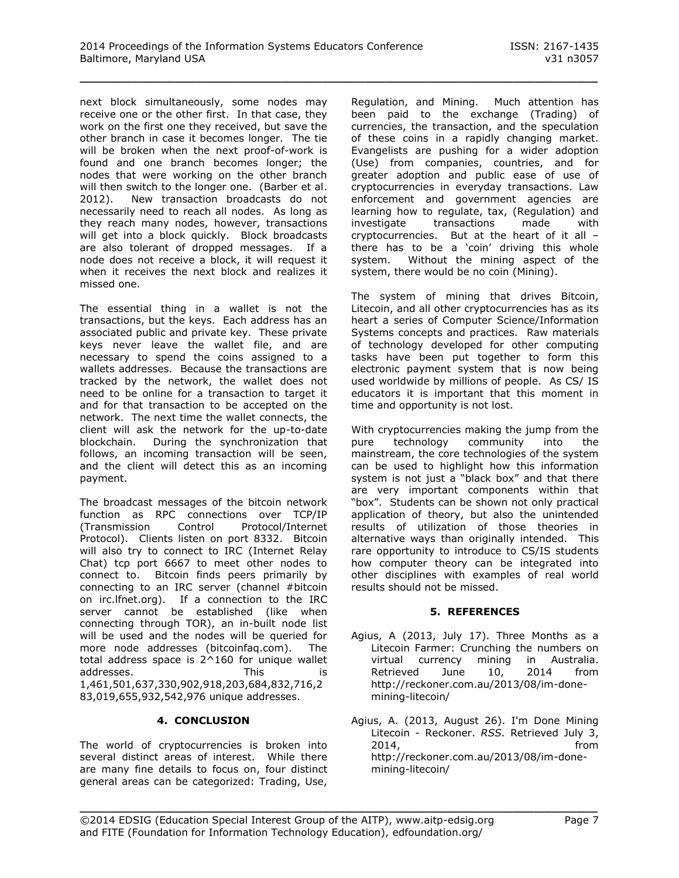next block simultaneously, some nodes may receive one or the other first. In that case, they work on the first one they received, but save the other branch in case it becomes longer. The tie will be broken when the next proof-of-work is found and one branch becomes longer; the nodes that were working on the other branch will then switch to the longer one. (Barber et al. 2012). New transaction broadcasts do not necessarily need to reach all nodes. As long as they reach many nodes, however, transactions will get into a block quickly. Block broadcasts are also tolerant of dropped messages. If a node does not receive a block, it will request it when it receives the next block and realizes it missed one.

The essential thing in a wallet is not the transactions, but the keys. Each address has an associated public and private key. These private keys never leave the wallet file, and are necessary to spend the coins assigned to a wallets addresses. Because the transactions are tracked by the network, the wallet does not need to be online for a transaction to target it and for that transaction to be accepted on the network. The next time the wallet connects, the client will ask the network for the up-to-date blockchain. During the synchronization that follows, an incoming transaction will be seen, and the client will detect this as an incoming payment.

The broadcast messages of the bitcoin network function as RPC connections over TCP/IP (Transmission Control Protocol/Internet Protocol). Clients listen on port 8332. Bitcoin will also try to connect to IRC (Internet Relay Chat) tcp port 6667 to meet other nodes to connect to. Bitcoin finds peers primarily by connecting to an IRC server (channel #bitcoin on irc.lfnet.org). If a connection to the IRC server cannot be established (like when connecting through TOR), an in-built node list will be used and the nodes will be queried for more node addresses (bitcoinfaq.com). The total address space is 2^160 for unique wallet addresses. This is 1,461,501,637,330,902,918,203,684,832,716,283,019,655,932,542,976 unique addresses.

## 4. CONCLUSION

The world of cryptocurrencies is broken into several distinct areas of interest. While there are many fine details to focus on, four distinct general areas can be categorized: Trading, Use, Regulation, and Mining. Much attention has been paid to the exchange (Trading) of currencies, the transaction, and the speculation of these coins in a rapidly changing market. Evangelists are pushing for a wider adoption (Use) from companies, countries, and for greater adoption and public ease of use of cryptocurrencies in everyday transactions. Law enforcement and government agencies are learning how to regulate, tax, (Regulation) and investigate transactions made with cryptocurrencies. But at the heart of it all – there has to be a 'coin' driving this whole system. Without the mining aspect of the system, there would be no coin (Mining).

The system of mining that drives Bitcoin, Litecoin, and all other cryptocurrencies has as its heart a series of Computer Science/Information Systems concepts and practices. Raw materials of technology developed for other computing tasks have been put together to form this electronic payment system that is now being used worldwide by millions of people. As CS/ IS educators it is important that this moment in time and opportunity is not lost.

With cryptocurrencies making the jump from the pure technology community into the mainstream, the core technologies of the system can be used to highlight how this information system is not just a "black box" and that there are very important components within that "box". Students can be shown not only practical application of theory, but also the unintended results of utilization of those theories in alternative ways than originally intended. This rare opportunity to introduce to CS/IS students how computer theory can be integrated into other disciplines with examples of real world results should not be missed.

## 5. REFERENCES

Agius, A (2013, July 17). Three Months as a Litecoin Farmer: Crunching the numbers on virtual currency mining in Australia. Retrieved June 10, 2014 from http://reckoner.com.au/2013/08/im-done-mining-litecoin/

Agius, A. (2013, August 26). I'm Done Mining Litecoin - Reckoner. *RSS*. Retrieved July 3, 2014, from http://reckoner.com.au/2013/08/im-done-mining-litecoin/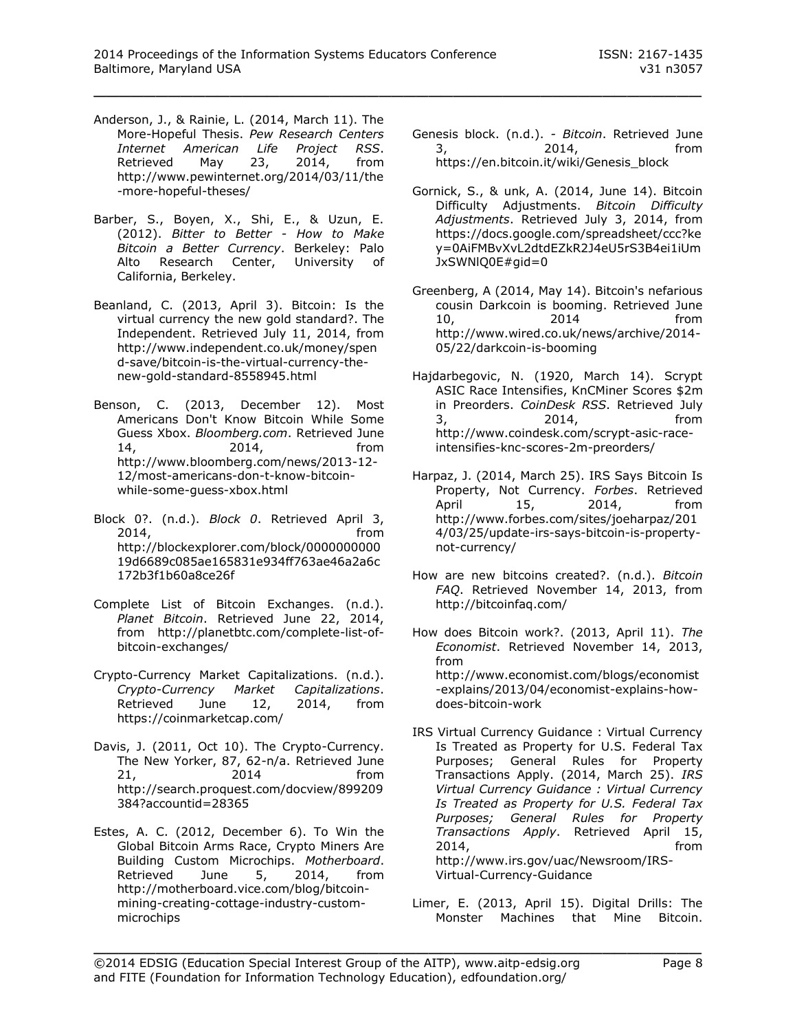Anderson, J., & Rainie, L. (2014, March 11). The More-Hopeful Thesis. *Pew Research Centers Internet American Life Project RSS*. Retrieved May 23, 2014, from http://www.pewinternet.org/2014/03/11/the-more-hopeful-theses/

Barber, S., Boyen, X., Shi, E., & Uzun, E. (2012). *Bitter to Better - How to Make Bitcoin a Better Currency*. Berkeley: Palo Alto Research Center, University of California, Berkeley.

Beanland, C. (2013, April 3). Bitcoin: Is the virtual currency the new gold standard?. The Independent. Retrieved July 11, 2014, from http://www.independent.co.uk/money/spend-save/bitcoin-is-the-virtual-currency-the-new-gold-standard-8558945.html

Benson, C. (2013, December 12). Most Americans Don't Know Bitcoin While Some Guess Xbox. *Bloomberg.com*. Retrieved June 14, 2014, from http://www.bloomberg.com/news/2013-12-12/most-americans-don-t-know-bitcoin-while-some-guess-xbox.html

Block 0?. (n.d.). *Block 0*. Retrieved April 3, 2014, from http://blockexplorer.com/block/000000000019d6689c085ae165831e934ff763ae46a2a6c172b3f1b60a8ce26f

Complete List of Bitcoin Exchanges. (n.d.). *Planet Bitcoin*. Retrieved June 22, 2014, from http://planetbtc.com/complete-list-of-bitcoin-exchanges/

Crypto-Currency Market Capitalizations. (n.d.). *Crypto-Currency Market Capitalizations*. Retrieved June 12, 2014, from https://coinmarketcap.com/

Davis, J. (2011, Oct 10). The Crypto-Currency. The New Yorker, 87, 62-n/a. Retrieved June 21, 2014 from http://search.proquest.com/docview/899209384?accountid=28365

Estes, A. C. (2012, December 6). To Win the Global Bitcoin Arms Race, Crypto Miners Are Building Custom Microchips. *Motherboard*. Retrieved June 5, 2014, from http://motherboard.vice.com/blog/bitcoin-mining-creating-cottage-industry-custom-microchips

Genesis block. (n.d.). *- Bitcoin*. Retrieved June 3, 2014, from https://en.bitcoin.it/wiki/Genesis_block

Gornick, S., & unk, A. (2014, June 14). Bitcoin Difficulty Adjustments. *Bitcoin Difficulty Adjustments*. Retrieved July 3, 2014, from https://docs.google.com/spreadsheet/ccc?key=0AiFMBvXvL2dtdEZkR2J4eU5rS3B4ei1iUmJxSWNlQ0E#gid=0

Greenberg, A (2014, May 14). Bitcoin's nefarious cousin Darkcoin is booming. Retrieved June 10, 2014 from http://www.wired.co.uk/news/archive/2014-05/22/darkcoin-is-booming

Hajdarbegovic, N. (1920, March 14). Scrypt ASIC Race Intensifies, KnCMiner Scores $2m in Preorders. *CoinDesk RSS*. Retrieved July 3, 2014, from http://www.coindesk.com/scrypt-asic-race-intensifies-knc-scores-2m-preorders/

Harpaz, J. (2014, March 25). IRS Says Bitcoin Is Property, Not Currency. *Forbes*. Retrieved April 15, 2014, from http://www.forbes.com/sites/joeharpaz/2014/03/25/update-irs-says-bitcoin-is-property-not-currency/

How are new bitcoins created?. (n.d.). *Bitcoin FAQ*. Retrieved November 14, 2013, from http://bitcoinfaq.com/

How does Bitcoin work?. (2013, April 11). *The Economist*. Retrieved November 14, 2013, from http://www.economist.com/blogs/economist-explains/2013/04/economist-explains-how-does-bitcoin-work

IRS Virtual Currency Guidance : Virtual Currency Is Treated as Property for U.S. Federal Tax Purposes; General Rules for Property Transactions Apply. (2014, March 25). *IRS Virtual Currency Guidance : Virtual Currency Is Treated as Property for U.S. Federal Tax Purposes; General Rules for Property Transactions Apply*. Retrieved April 15, 2014, from http://www.irs.gov/uac/Newsroom/IRS-Virtual-Currency-Guidance

Limer, E. (2013, April 15). Digital Drills: The Monster Machines that Mine Bitcoin.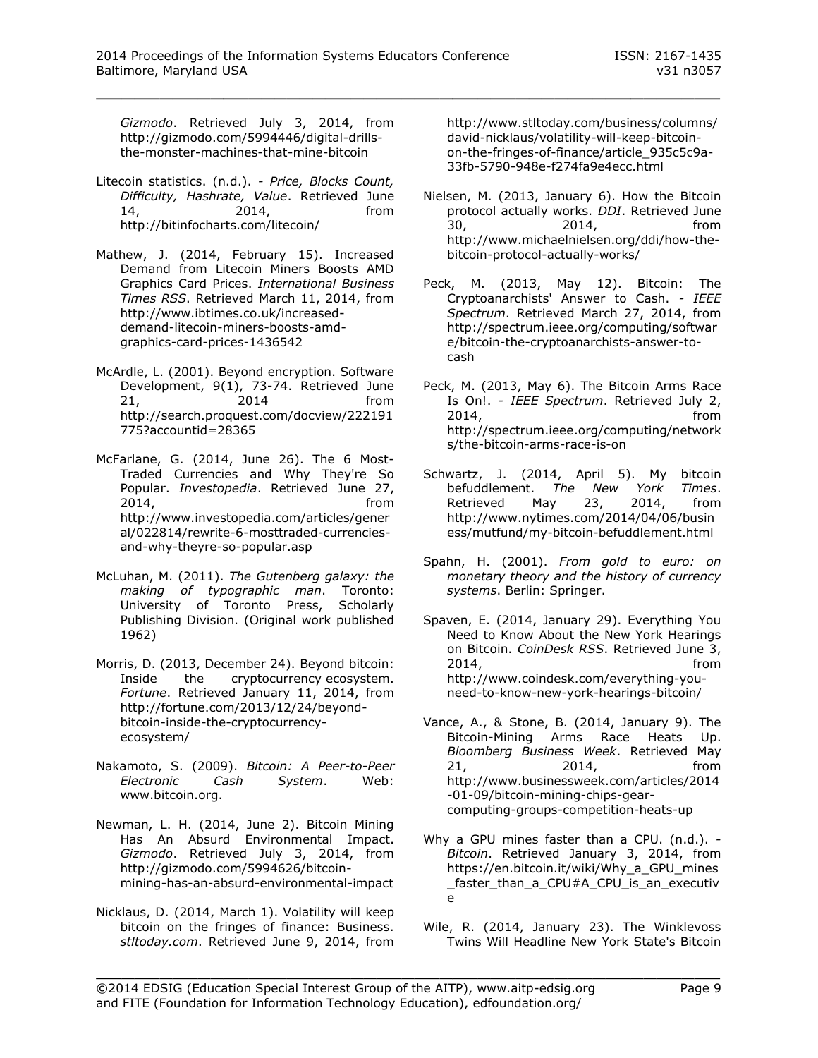*Gizmodo*. Retrieved July 3, 2014, from http://gizmodo.com/5994446/digital-drills-the-monster-machines-that-mine-bitcoin

Litecoin statistics. (n.d.). - *Price, Blocks Count, Difficulty, Hashrate, Value*. Retrieved June 14, 2014, from http://bitinfocharts.com/litecoin/

Mathew, J. (2014, February 15). Increased Demand from Litecoin Miners Boosts AMD Graphics Card Prices. *International Business Times RSS*. Retrieved March 11, 2014, from http://www.ibtimes.co.uk/increased-demand-litecoin-miners-boosts-amd-graphics-card-prices-1436542

McArdle, L. (2001). Beyond encryption. Software Development, 9(1), 73-74. Retrieved June 21, 2014 from http://search.proquest.com/docview/222191775?accountid=28365

McFarlane, G. (2014, June 26). The 6 Most-Traded Currencies and Why They're So Popular. *Investopedia*. Retrieved June 27, 2014, from http://www.investopedia.com/articles/general/022814/rewrite-6-mosttraded-currencies-and-why-theyre-so-popular.asp

McLuhan, M. (2011). *The Gutenberg galaxy: the making of typographic man*. Toronto: University of Toronto Press, Scholarly Publishing Division. (Original work published 1962)

Morris, D. (2013, December 24). Beyond bitcoin: Inside the cryptocurrency ecosystem. *Fortune*. Retrieved January 11, 2014, from http://fortune.com/2013/12/24/beyond-bitcoin-inside-the-cryptocurrency-ecosystem/

Nakamoto, S. (2009). *Bitcoin: A Peer-to-Peer Electronic Cash System*. Web: www.bitcoin.org.

Newman, L. H. (2014, June 2). Bitcoin Mining Has An Absurd Environmental Impact. *Gizmodo*. Retrieved July 3, 2014, from http://gizmodo.com/5994626/bitcoin-mining-has-an-absurd-environmental-impact

Nicklaus, D. (2014, March 1). Volatility will keep bitcoin on the fringes of finance: Business. *stltoday.com*. Retrieved June 9, 2014, from http://www.stltoday.com/business/columns/david-nicklaus/volatility-will-keep-bitcoin-on-the-fringes-of-finance/article_935c5c9a-33fb-5790-948e-f274fa9e4ecc.html

Nielsen, M. (2013, January 6). How the Bitcoin protocol actually works. *DDI*. Retrieved June 30, 2014, from http://www.michaelnielsen.org/ddi/how-the-bitcoin-protocol-actually-works/

Peck, M. (2013, May 12). Bitcoin: The Cryptoanarchists' Answer to Cash. - *IEEE Spectrum*. Retrieved March 27, 2014, from http://spectrum.ieee.org/computing/software/bitcoin-the-cryptoanarchists-answer-to-cash

Peck, M. (2013, May 6). The Bitcoin Arms Race Is On!. - *IEEE Spectrum*. Retrieved July 2, 2014, from http://spectrum.ieee.org/computing/networks/the-bitcoin-arms-race-is-on

Schwartz, J. (2014, April 5). My bitcoin befuddlement. *The New York Times*. Retrieved May 23, 2014, from http://www.nytimes.com/2014/04/06/business/mutfund/my-bitcoin-befuddlement.html

Spahn, H. (2001). *From gold to euro: on monetary theory and the history of currency systems*. Berlin: Springer.

Spaven, E. (2014, January 29). Everything You Need to Know About the New York Hearings on Bitcoin. *CoinDesk RSS*. Retrieved June 3, 2014, from http://www.coindesk.com/everything-you-need-to-know-new-york-hearings-bitcoin/

Vance, A., & Stone, B. (2014, January 9). The Bitcoin-Mining Arms Race Heats Up. *Bloomberg Business Week*. Retrieved May 21, 2014, from http://www.businessweek.com/articles/2014-01-09/bitcoin-mining-chips-gear-computing-groups-competition-heats-up

Why a GPU mines faster than a CPU. (n.d.). - *Bitcoin*. Retrieved January 3, 2014, from https://en.bitcoin.it/wiki/Why_a_GPU_mines_faster_than_a_CPU#A_CPU_is_an_executive

Wile, R. (2014, January 23). The Winklevoss Twins Will Headline New York State's Bitcoin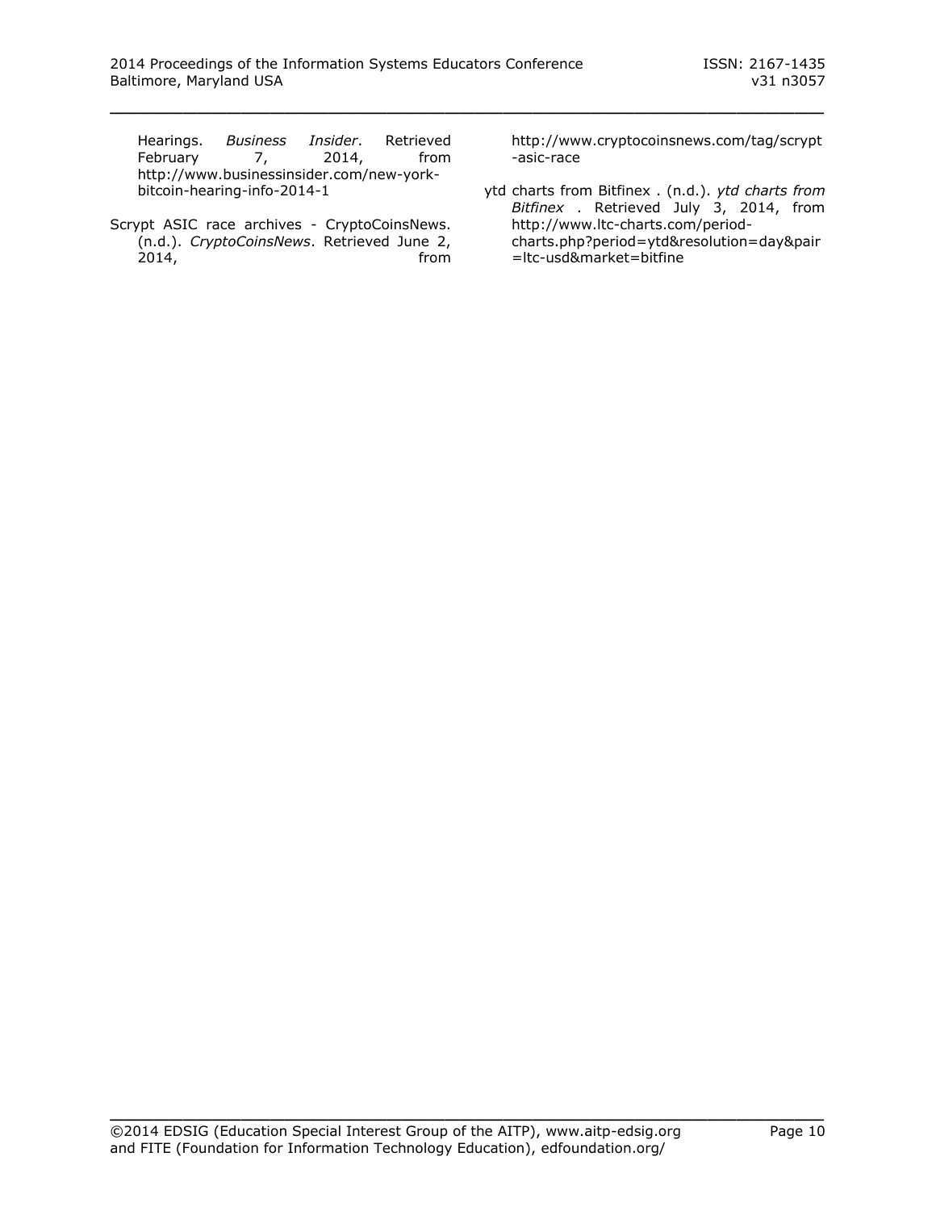Hearings. *Business Insider*. Retrieved February 7, 2014, from http://www.businessinsider.com/new-york-bitcoin-hearing-info-2014-1

Scrypt ASIC race archives - CryptoCoinsNews. (n.d.). *CryptoCoinsNews*. Retrieved June 2, 2014, from http://www.cryptocoinsnews.com/tag/scrypt-asic-race

ytd charts from Bitfinex . (n.d.). *ytd charts from Bitfinex* . Retrieved July 3, 2014, from http://www.ltc-charts.com/period-charts.php?period=ytd&resolution=day&pair=ltc-usd&market=bitfine